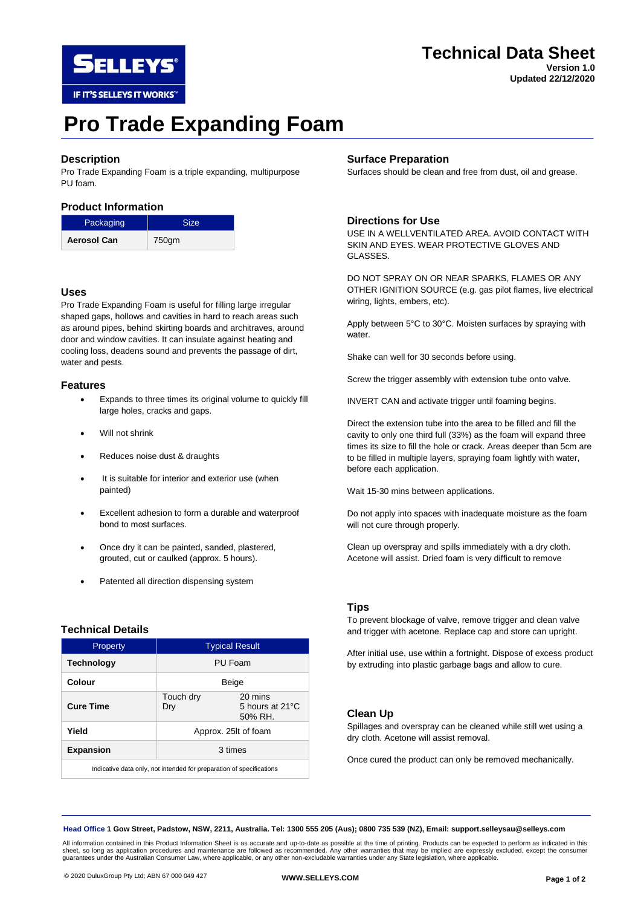SELLEYS®

IF IT'S SELLEYS IT WORKS™

# Technical Data Sheet

**Version 1.0**
**Updated 22/12/2020**

# Pro Trade Expanding Foam

## Description

Pro Trade Expanding Foam is a triple expanding, multipurpose PU foam.

## Product Information

| Packaging | Size |
|---|---|
| **Aerosol Can** | 750gm |

## Uses

Pro Trade Expanding Foam is useful for filling large irregular shaped gaps, hollows and cavities in hard to reach areas such as around pipes, behind skirting boards and architraves, around door and window cavities. It can insulate against heating and cooling loss, deadens sound and prevents the passage of dirt, water and pests.

## Features

- Expands to three times its original volume to quickly fill large holes, cracks and gaps.
- Will not shrink
- Reduces noise dust & draughts
- It is suitable for interior and exterior use (when painted)
- Excellent adhesion to form a durable and waterproof bond to most surfaces.
- Once dry it can be painted, sanded, plastered, grouted, cut or caulked (approx. 5 hours).
- Patented all direction dispensing system

## Technical Details

| Property | Typical Result | |
|---|---|---|
| **Technology** | PU Foam | |
| **Colour** | Beige | |
| **Cure Time** | Touch dry<br>Dry | 20 mins<br>5 hours at 21°C 50% RH. |
| **Yield** | Approx. 25lt of foam | |
| **Expansion** | 3 times | |

Indicative data only, not intended for preparation of specifications

## Surface Preparation

Surfaces should be clean and free from dust, oil and grease.

## Directions for Use

USE IN A WELLVENTILATED AREA. AVOID CONTACT WITH SKIN AND EYES. WEAR PROTECTIVE GLOVES AND GLASSES.

DO NOT SPRAY ON OR NEAR SPARKS, FLAMES OR ANY OTHER IGNITION SOURCE (e.g. gas pilot flames, live electrical wiring, lights, embers, etc).

Apply between 5°C to 30°C. Moisten surfaces by spraying with water.

Shake can well for 30 seconds before using.

Screw the trigger assembly with extension tube onto valve.

INVERT CAN and activate trigger until foaming begins.

Direct the extension tube into the area to be filled and fill the cavity to only one third full (33%) as the foam will expand three times its size to fill the hole or crack. Areas deeper than 5cm are to be filled in multiple layers, spraying foam lightly with water, before each application.

Wait 15-30 mins between applications.

Do not apply into spaces with inadequate moisture as the foam will not cure through properly.

Clean up overspray and spills immediately with a dry cloth. Acetone will assist. Dried foam is very difficult to remove

## Tips

To prevent blockage of valve, remove trigger and clean valve and trigger with acetone. Replace cap and store can upright.

After initial use, use within a fortnight. Dispose of excess product by extruding into plastic garbage bags and allow to cure.

## Clean Up

Spillages and overspray can be cleaned while still wet using a dry cloth. Acetone will assist removal.

Once cured the product can only be removed mechanically.

**Head Office 1 Gow Street, Padstow, NSW, 2211, Australia. Tel: 1300 555 205 (Aus); 0800 735 539 (NZ), Email: support.selleysau@selleys.com**

All information contained in this Product Information Sheet is as accurate and up-to-date as possible at the time of printing. Products can be expected to perform as indicated in this sheet, so long as application procedures and maintenance are followed as recommended. Any other warranties that may be implied are expressly excluded, except the consumer guarantees under the Australian Consumer Law, where applicable, or any other non-excludable warranties under any State legislation, where applicable.

© 2020 DuluxGroup Pty Ltd; ABN 67 000 049 427

**WWW.SELLEYS.COM**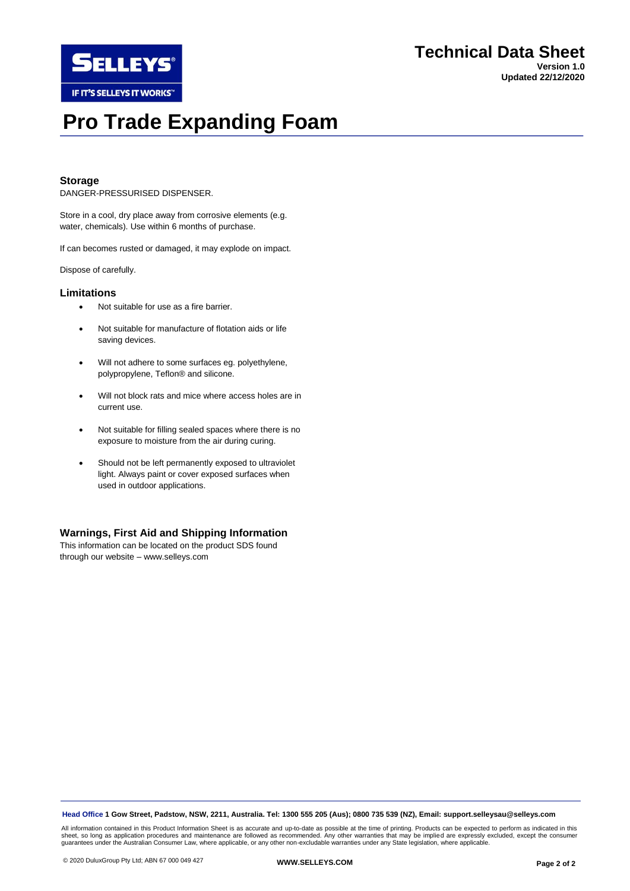# Pro Trade Expanding Foam

## Storage

DANGER-PRESSURISED DISPENSER.

Store in a cool, dry place away from corrosive elements (e.g. water, chemicals). Use within 6 months of purchase.

If can becomes rusted or damaged, it may explode on impact.

Dispose of carefully.

## Limitations

- Not suitable for use as a fire barrier.
- Not suitable for manufacture of flotation aids or life saving devices.
- Will not adhere to some surfaces eg. polyethylene, polypropylene, Teflon® and silicone.
- Will not block rats and mice where access holes are in current use.
- Not suitable for filling sealed spaces where there is no exposure to moisture from the air during curing.
- Should not be left permanently exposed to ultraviolet light. Always paint or cover exposed surfaces when used in outdoor applications.

## Warnings, First Aid and Shipping Information

This information can be located on the product SDS found through our website – www.selleys.com

**Head Office 1 Gow Street, Padstow, NSW, 2211, Australia. Tel: 1300 555 205 (Aus); 0800 735 539 (NZ), Email: support.selleysau@selleys.com**

All information contained in this Product Information Sheet is as accurate and up-to-date as possible at the time of printing. Products can be expected to perform as indicated in this sheet, so long as application procedures and maintenance are followed as recommended. Any other warranties that may be implied are expressly excluded, except the consumer guarantees under the Australian Consumer Law, where applicable, or any other non-excludable warranties under any State legislation, where applicable.

© 2020 DuluxGroup Pty Ltd; ABN 67 000 049 427